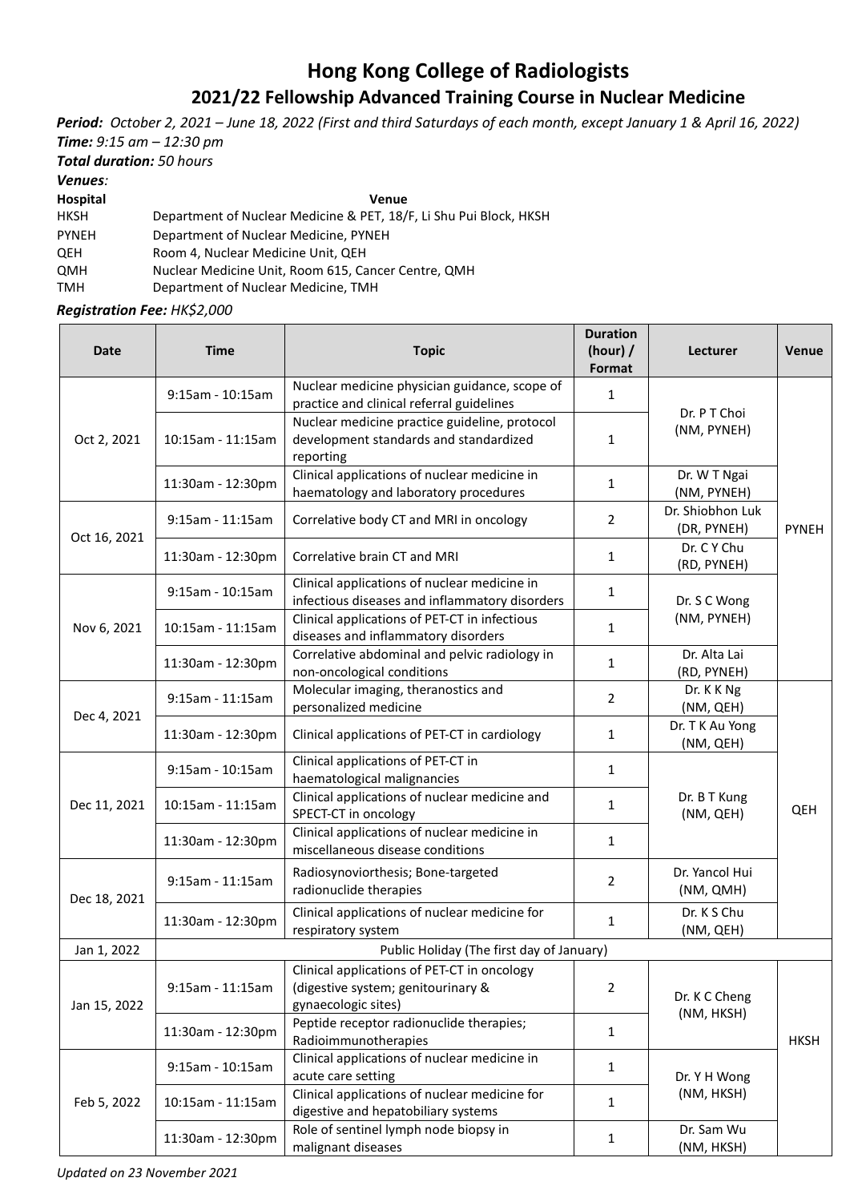# Hong Kong College of Radiologists

## 2021/22 Fellowship Advanced Training Course in Nuclear Medicine

***Period:*** *October 2, 2021 – June 18, 2022 (First and third Saturdays of each month, except January 1 & April 16, 2022)*
***Time:*** *9:15 am – 12:30 pm*
***Total duration:*** *50 hours*
***Venues:***

| Hospital | Venue |
|---|---|
| HKSH | Department of Nuclear Medicine & PET, 18/F, Li Shu Pui Block, HKSH |
| PYNEH | Department of Nuclear Medicine, PYNEH |
| QEH | Room 4, Nuclear Medicine Unit, QEH |
| QMH | Nuclear Medicine Unit, Room 615, Cancer Centre, QMH |
| TMH | Department of Nuclear Medicine, TMH |

***Registration Fee:*** *HK$2,000*

| Date | Time | Topic | Duration (hour) / Format | Lecturer | Venue |
|---|---|---|---|---|---|
| Oct 2, 2021 | 9:15am - 10:15am | Nuclear medicine physician guidance, scope of practice and clinical referral guidelines | 1 | Dr. P T Choi (NM, PYNEH) | PYNEH |
| | 10:15am - 11:15am | Nuclear medicine practice guideline, protocol development standards and standardized reporting | 1 | | |
| | 11:30am - 12:30pm | Clinical applications of nuclear medicine in haematology and laboratory procedures | 1 | Dr. W T Ngai (NM, PYNEH) | |
| Oct 16, 2021 | 9:15am - 11:15am | Correlative body CT and MRI in oncology | 2 | Dr. Shiobhon Luk (DR, PYNEH) | |
| | 11:30am - 12:30pm | Correlative brain CT and MRI | 1 | Dr. C Y Chu (RD, PYNEH) | |
| Nov 6, 2021 | 9:15am - 10:15am | Clinical applications of nuclear medicine in infectious diseases and inflammatory disorders | 1 | Dr. S C Wong (NM, PYNEH) | |
| | 10:15am - 11:15am | Clinical applications of PET-CT in infectious diseases and inflammatory disorders | 1 | | |
| | 11:30am - 12:30pm | Correlative abdominal and pelvic radiology in non-oncological conditions | 1 | Dr. Alta Lai (RD, PYNEH) | |
| Dec 4, 2021 | 9:15am - 11:15am | Molecular imaging, theranostics and personalized medicine | 2 | Dr. K K Ng (NM, QEH) | QEH |
| | 11:30am - 12:30pm | Clinical applications of PET-CT in cardiology | 1 | Dr. T K Au Yong (NM, QEH) | |
| Dec 11, 2021 | 9:15am - 10:15am | Clinical applications of PET-CT in haematological malignancies | 1 | Dr. B T Kung (NM, QEH) | |
| | 10:15am - 11:15am | Clinical applications of nuclear medicine and SPECT-CT in oncology | 1 | | |
| | 11:30am - 12:30pm | Clinical applications of nuclear medicine in miscellaneous disease conditions | 1 | | |
| Dec 18, 2021 | 9:15am - 11:15am | Radiosynoviorthesis; Bone-targeted radionuclide therapies | 2 | Dr. Yancol Hui (NM, QMH) | |
| | 11:30am - 12:30pm | Clinical applications of nuclear medicine for respiratory system | 1 | Dr. K S Chu (NM, QEH) | |
| Jan 1, 2022 | Public Holiday (The first day of January) | | | | |
| Jan 15, 2022 | 9:15am - 11:15am | Clinical applications of PET-CT in oncology (digestive system; genitourinary & gynaecologic sites) | 2 | Dr. K C Cheng (NM, HKSH) | HKSH |
| | 11:30am - 12:30pm | Peptide receptor radionuclide therapies; Radioimmunotherapies | 1 | | |
| Feb 5, 2022 | 9:15am - 10:15am | Clinical applications of nuclear medicine in acute care setting | 1 | Dr. Y H Wong (NM, HKSH) | |
| | 10:15am - 11:15am | Clinical applications of nuclear medicine for digestive and hepatobiliary systems | 1 | | |
| | 11:30am - 12:30pm | Role of sentinel lymph node biopsy in malignant diseases | 1 | Dr. Sam Wu (NM, HKSH) | |

*Updated on 23 November 2021*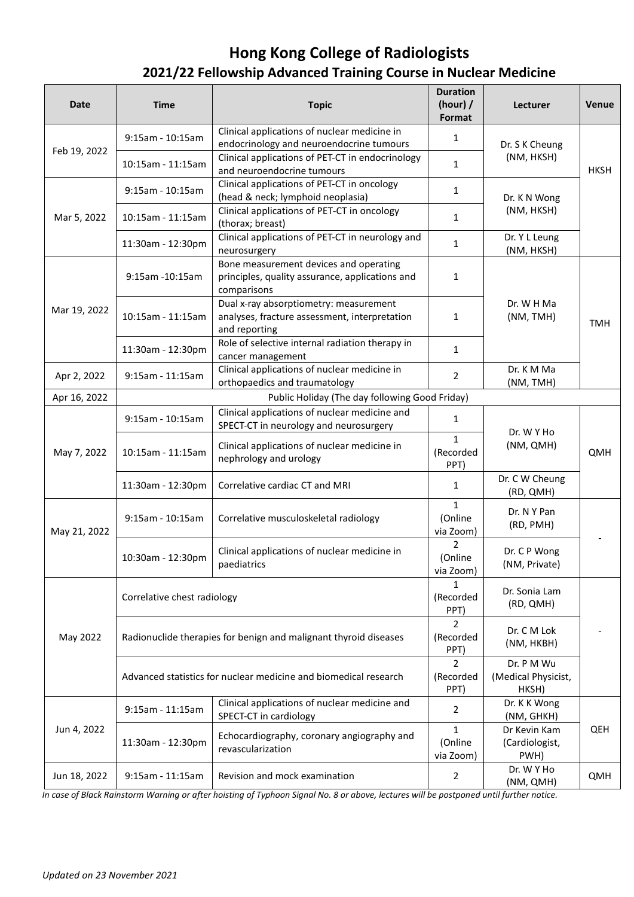# Hong Kong College of Radiologists

## 2021/22 Fellowship Advanced Training Course in Nuclear Medicine

| Date | Time | Topic | Duration (hour) / Format | Lecturer | Venue |
|---|---|---|---|---|---|
| Feb 19, 2022 | 9:15am - 10:15am | Clinical applications of nuclear medicine in endocrinology and neuroendocrine tumours | 1 | Dr. S K Cheung (NM, HKSH) | HKSH |
| | 10:15am - 11:15am | Clinical applications of PET-CT in endocrinology and neuroendocrine tumours | 1 | | |
| Mar 5, 2022 | 9:15am - 10:15am | Clinical applications of PET-CT in oncology (head & neck; lymphoid neoplasia) | 1 | Dr. K N Wong (NM, HKSH) | |
| | 10:15am - 11:15am | Clinical applications of PET-CT in oncology (thorax; breast) | 1 | | |
| | 11:30am - 12:30pm | Clinical applications of PET-CT in neurology and neurosurgery | 1 | Dr. Y L Leung (NM, HKSH) | |
| Mar 19, 2022 | 9:15am -10:15am | Bone measurement devices and operating principles, quality assurance, applications and comparisons | 1 | Dr. W H Ma (NM, TMH) | TMH |
| | 10:15am - 11:15am | Dual x-ray absorptiometry: measurement analyses, fracture assessment, interpretation and reporting | 1 | | |
| | 11:30am - 12:30pm | Role of selective internal radiation therapy in cancer management | 1 | | |
| Apr 2, 2022 | 9:15am - 11:15am | Clinical applications of nuclear medicine in orthopaedics and traumatology | 2 | Dr. K M Ma (NM, TMH) | |
| Apr 16, 2022 | Public Holiday (The day following Good Friday) | | | | |
| May 7, 2022 | 9:15am - 10:15am | Clinical applications of nuclear medicine and SPECT-CT in neurology and neurosurgery | 1 | Dr. W Y Ho (NM, QMH) | QMH |
| | 10:15am - 11:15am | Clinical applications of nuclear medicine in nephrology and urology | 1 (Recorded PPT) | | |
| | 11:30am - 12:30pm | Correlative cardiac CT and MRI | 1 | Dr. C W Cheung (RD, QMH) | |
| May 21, 2022 | 9:15am - 10:15am | Correlative musculoskeletal radiology | 1 (Online via Zoom) | Dr. N Y Pan (RD, PMH) | - |
| | 10:30am - 12:30pm | Clinical applications of nuclear medicine in paediatrics | 2 (Online via Zoom) | Dr. C P Wong (NM, Private) | |
| May 2022 | Correlative chest radiology | | 1 (Recorded PPT) | Dr. Sonia Lam (RD, QMH) | - |
| | Radionuclide therapies for benign and malignant thyroid diseases | | 2 (Recorded PPT) | Dr. C M Lok (NM, HKBH) | |
| | Advanced statistics for nuclear medicine and biomedical research | | 2 (Recorded PPT) | Dr. P M Wu (Medical Physicist, HKSH) | |
| Jun 4, 2022 | 9:15am - 11:15am | Clinical applications of nuclear medicine and SPECT-CT in cardiology | 2 | Dr. K K Wong (NM, GHKH) | QEH |
| | 11:30am - 12:30pm | Echocardiography, coronary angiography and revascularization | 1 (Online via Zoom) | Dr Kevin Kam (Cardiologist, PWH) | |
| Jun 18, 2022 | 9:15am - 11:15am | Revision and mock examination | 2 | Dr. W Y Ho (NM, QMH) | QMH |

*In case of Black Rainstorm Warning or after hoisting of Typhoon Signal No. 8 or above, lectures will be postponed until further notice.*

*Updated on 23 November 2021*